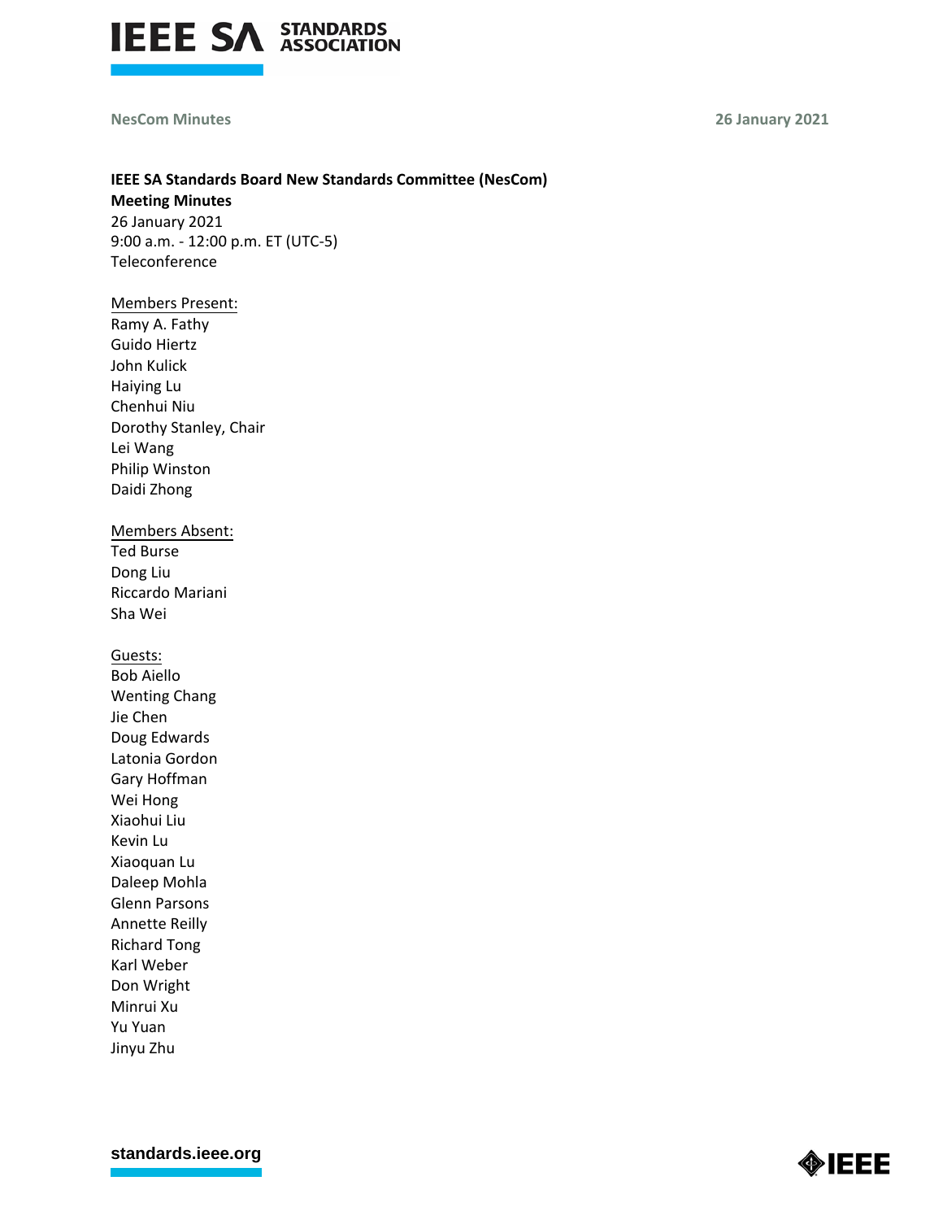**IEEE SA Standards Board New Standards Committee (NesCom)**
**Meeting Minutes**
26 January 2021
9:00 a.m. - 12:00 p.m. ET (UTC-5)
Teleconference

Members Present:
Ramy A. Fathy
Guido Hiertz
John Kulick
Haiying Lu
Chenhui Niu
Dorothy Stanley, Chair
Lei Wang
Philip Winston
Daidi Zhong

Members Absent:
Ted Burse
Dong Liu
Riccardo Mariani
Sha Wei

Guests:
Bob Aiello
Wenting Chang
Jie Chen
Doug Edwards
Latonia Gordon
Gary Hoffman
Wei Hong
Xiaohui Liu
Kevin Lu
Xiaoquan Lu
Daleep Mohla
Glenn Parsons
Annette Reilly
Richard Tong
Karl Weber
Don Wright
Minrui Xu
Yu Yuan
Jinyu Zhu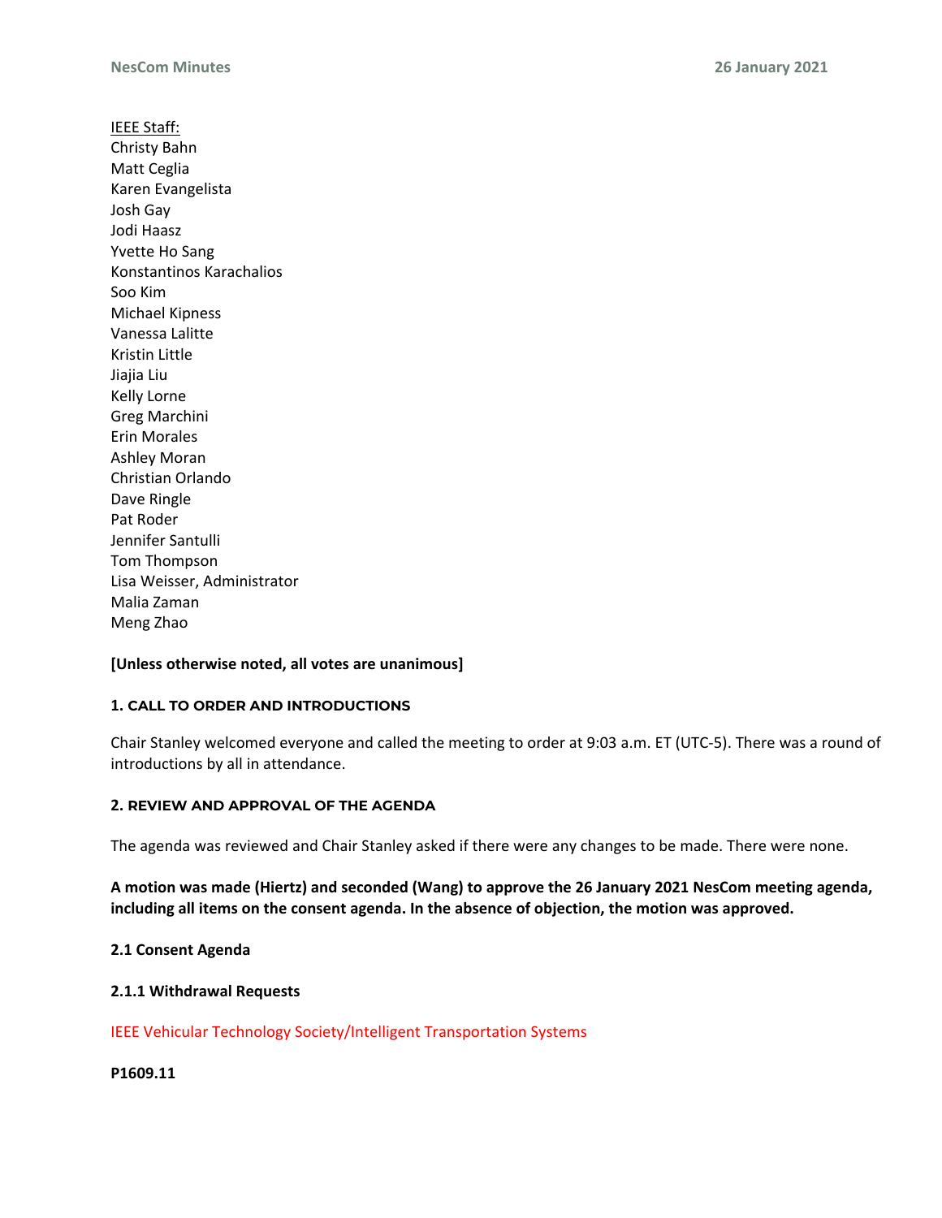IEEE Staff:
Christy Bahn
Matt Ceglia
Karen Evangelista
Josh Gay
Jodi Haasz
Yvette Ho Sang
Konstantinos Karachalios
Soo Kim
Michael Kipness
Vanessa Lalitte
Kristin Little
Jiajia Liu
Kelly Lorne
Greg Marchini
Erin Morales
Ashley Moran
Christian Orlando
Dave Ringle
Pat Roder
Jennifer Santulli
Tom Thompson
Lisa Weisser, Administrator
Malia Zaman
Meng Zhao

**[Unless otherwise noted, all votes are unanimous]**

### 1. CALL TO ORDER AND INTRODUCTIONS

Chair Stanley welcomed everyone and called the meeting to order at 9:03 a.m. ET (UTC-5). There was a round of introductions by all in attendance.

### 2. REVIEW AND APPROVAL OF THE AGENDA

The agenda was reviewed and Chair Stanley asked if there were any changes to be made. There were none.

**A motion was made (Hiertz) and seconded (Wang) to approve the 26 January 2021 NesCom meeting agenda, including all items on the consent agenda. In the absence of objection, the motion was approved.**

**2.1 Consent Agenda**

**2.1.1 Withdrawal Requests**

IEEE Vehicular Technology Society/Intelligent Transportation Systems

**P1609.11**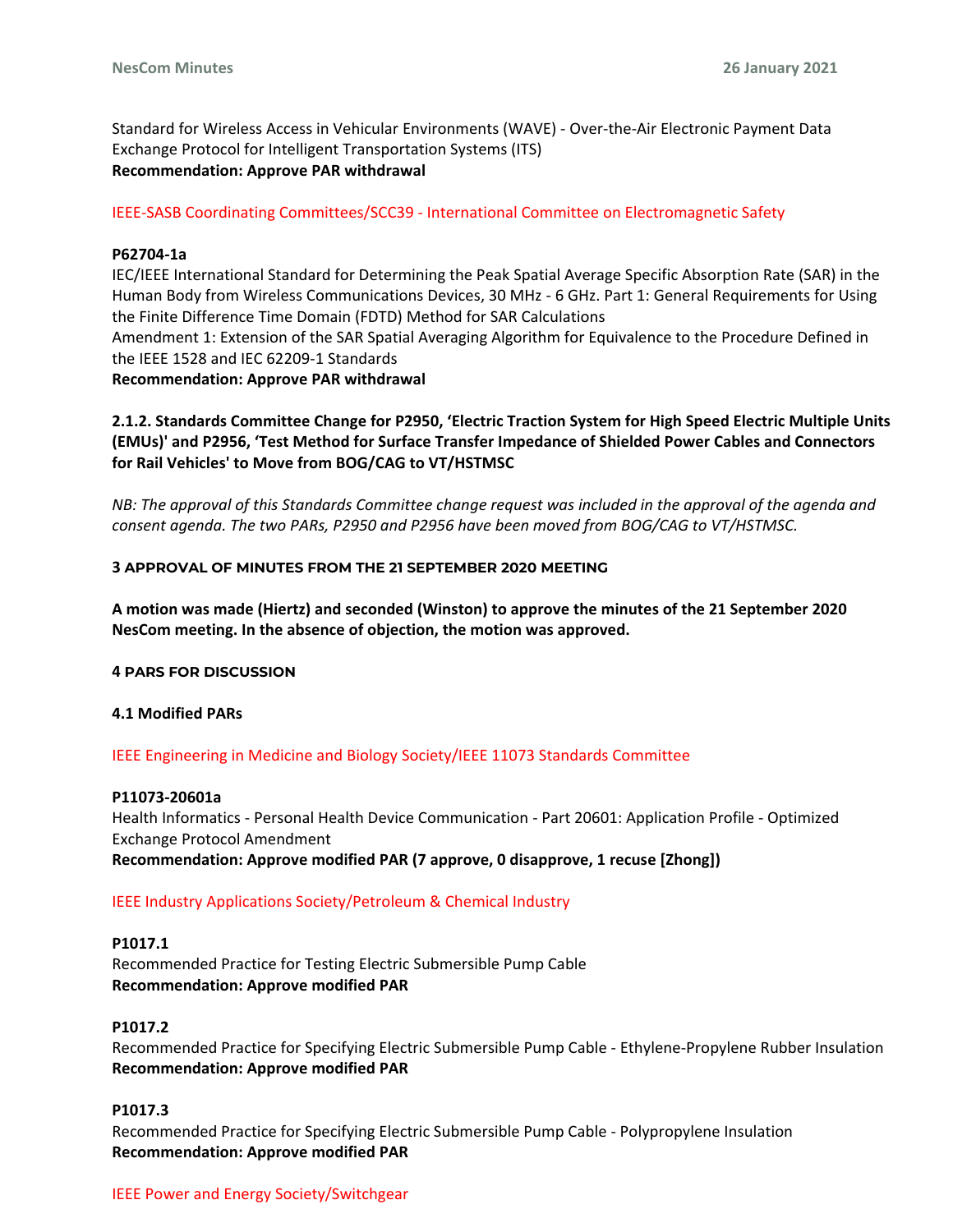Standard for Wireless Access in Vehicular Environments (WAVE) - Over-the-Air Electronic Payment Data Exchange Protocol for Intelligent Transportation Systems (ITS)
**Recommendation: Approve PAR withdrawal**

IEEE-SASB Coordinating Committees/SCC39 - International Committee on Electromagnetic Safety

**P62704-1a**
IEC/IEEE International Standard for Determining the Peak Spatial Average Specific Absorption Rate (SAR) in the Human Body from Wireless Communications Devices, 30 MHz - 6 GHz. Part 1: General Requirements for Using the Finite Difference Time Domain (FDTD) Method for SAR Calculations
Amendment 1: Extension of the SAR Spatial Averaging Algorithm for Equivalence to the Procedure Defined in the IEEE 1528 and IEC 62209-1 Standards
**Recommendation: Approve PAR withdrawal**

**2.1.2. Standards Committee Change for P2950, 'Electric Traction System for High Speed Electric Multiple Units (EMUs)' and P2956, 'Test Method for Surface Transfer Impedance of Shielded Power Cables and Connectors for Rail Vehicles' to Move from BOG/CAG to VT/HSTMSC**

*NB: The approval of this Standards Committee change request was included in the approval of the agenda and consent agenda. The two PARs, P2950 and P2956 have been moved from BOG/CAG to VT/HSTMSC.*

## 3 APPROVAL OF MINUTES FROM THE 21 SEPTEMBER 2020 MEETING

**A motion was made (Hiertz) and seconded (Winston) to approve the minutes of the 21 September 2020 NesCom meeting. In the absence of objection, the motion was approved.**

## 4 PARS FOR DISCUSSION

### 4.1 Modified PARs

IEEE Engineering in Medicine and Biology Society/IEEE 11073 Standards Committee

**P11073-20601a**
Health Informatics - Personal Health Device Communication - Part 20601: Application Profile - Optimized Exchange Protocol Amendment
**Recommendation: Approve modified PAR (7 approve, 0 disapprove, 1 recuse [Zhong])**

IEEE Industry Applications Society/Petroleum & Chemical Industry

**P1017.1**
Recommended Practice for Testing Electric Submersible Pump Cable
**Recommendation: Approve modified PAR**

**P1017.2**
Recommended Practice for Specifying Electric Submersible Pump Cable - Ethylene-Propylene Rubber Insulation
**Recommendation: Approve modified PAR**

**P1017.3**
Recommended Practice for Specifying Electric Submersible Pump Cable - Polypropylene Insulation
**Recommendation: Approve modified PAR**

IEEE Power and Energy Society/Switchgear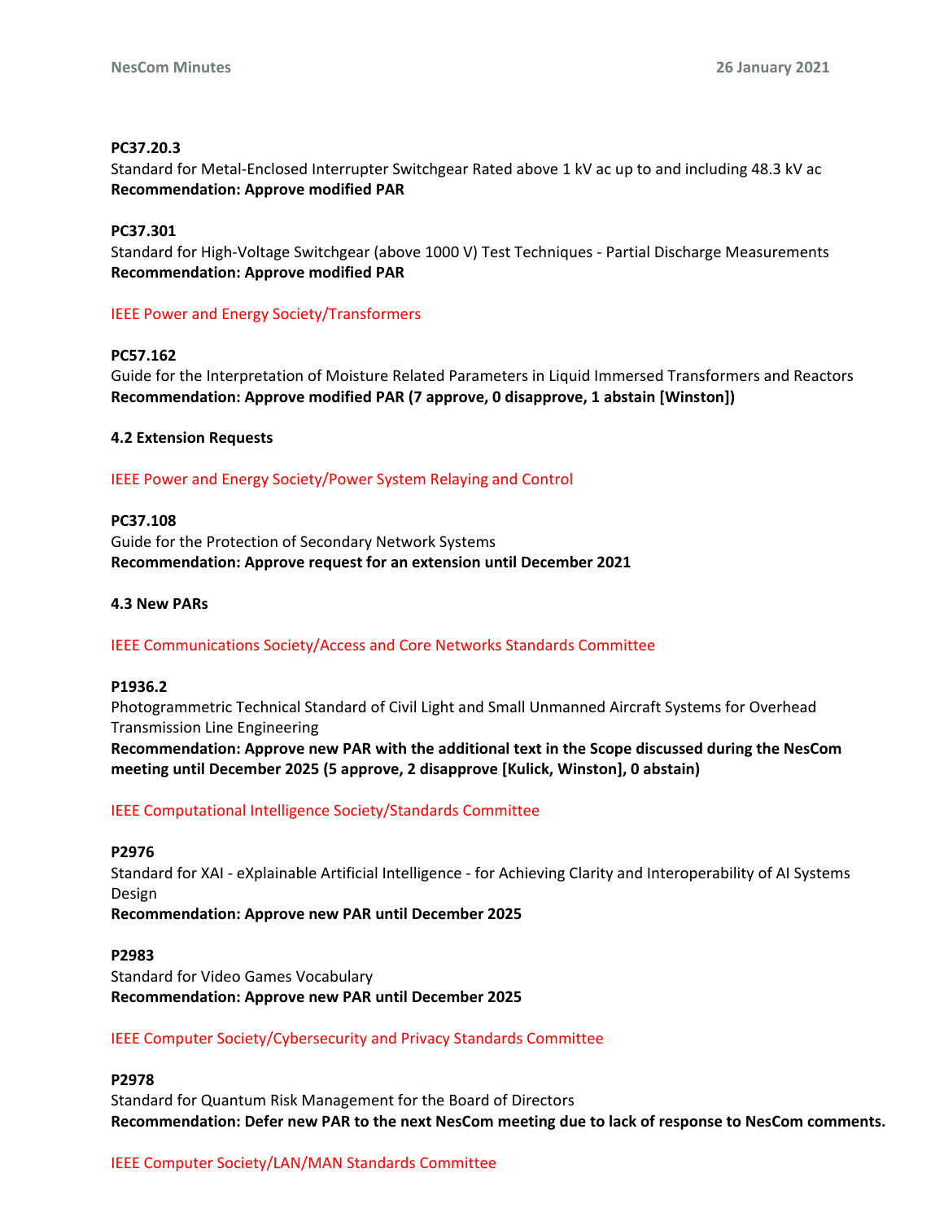**PC37.20.3**
Standard for Metal-Enclosed Interrupter Switchgear Rated above 1 kV ac up to and including 48.3 kV ac
**Recommendation: Approve modified PAR**

**PC37.301**
Standard for High-Voltage Switchgear (above 1000 V) Test Techniques - Partial Discharge Measurements
**Recommendation: Approve modified PAR**

IEEE Power and Energy Society/Transformers

**PC57.162**
Guide for the Interpretation of Moisture Related Parameters in Liquid Immersed Transformers and Reactors
**Recommendation: Approve modified PAR (7 approve, 0 disapprove, 1 abstain [Winston])**

**4.2 Extension Requests**

IEEE Power and Energy Society/Power System Relaying and Control

**PC37.108**
Guide for the Protection of Secondary Network Systems
**Recommendation: Approve request for an extension until December 2021**

**4.3 New PARs**

IEEE Communications Society/Access and Core Networks Standards Committee

**P1936.2**
Photogrammetric Technical Standard of Civil Light and Small Unmanned Aircraft Systems for Overhead Transmission Line Engineering
**Recommendation: Approve new PAR with the additional text in the Scope discussed during the NesCom meeting until December 2025 (5 approve, 2 disapprove [Kulick, Winston], 0 abstain)**

IEEE Computational Intelligence Society/Standards Committee

**P2976**
Standard for XAI - eXplainable Artificial Intelligence - for Achieving Clarity and Interoperability of AI Systems Design
**Recommendation: Approve new PAR until December 2025**

**P2983**
Standard for Video Games Vocabulary
**Recommendation: Approve new PAR until December 2025**

IEEE Computer Society/Cybersecurity and Privacy Standards Committee

**P2978**
Standard for Quantum Risk Management for the Board of Directors
**Recommendation: Defer new PAR to the next NesCom meeting due to lack of response to NesCom comments.**

IEEE Computer Society/LAN/MAN Standards Committee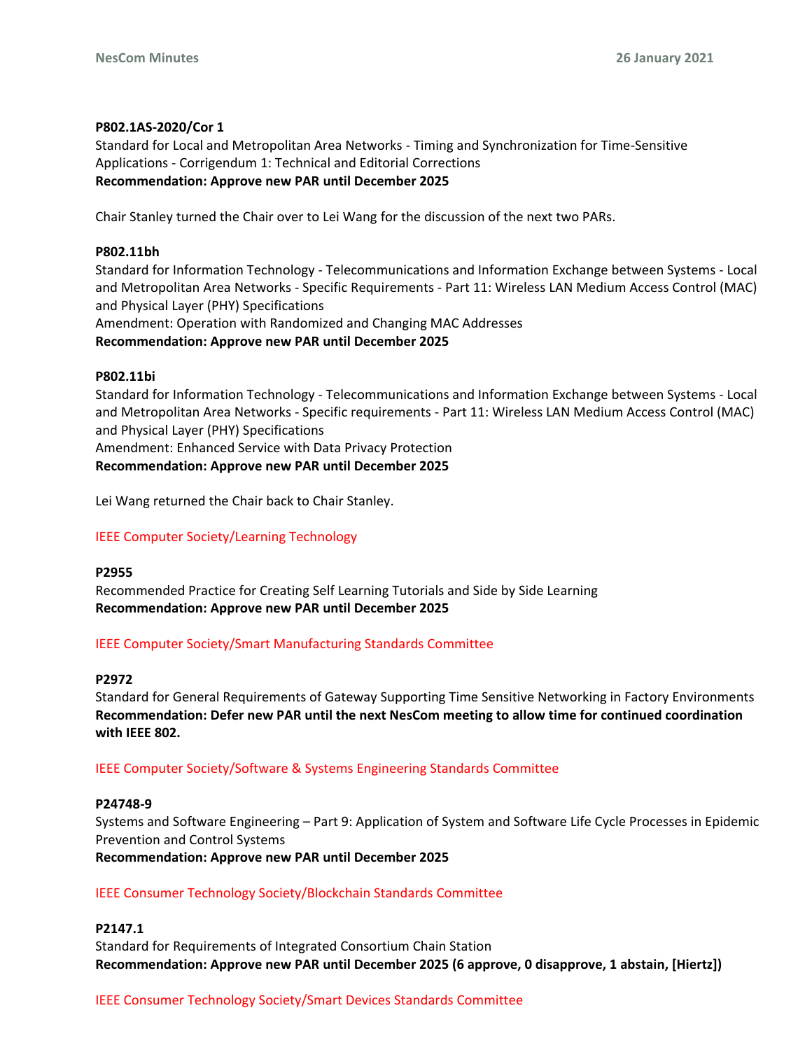**P802.1AS-2020/Cor 1**
Standard for Local and Metropolitan Area Networks - Timing and Synchronization for Time-Sensitive Applications - Corrigendum 1: Technical and Editorial Corrections
**Recommendation: Approve new PAR until December 2025**

Chair Stanley turned the Chair over to Lei Wang for the discussion of the next two PARs.

**P802.11bh**
Standard for Information Technology - Telecommunications and Information Exchange between Systems - Local and Metropolitan Area Networks - Specific Requirements - Part 11: Wireless LAN Medium Access Control (MAC) and Physical Layer (PHY) Specifications
Amendment: Operation with Randomized and Changing MAC Addresses
**Recommendation: Approve new PAR until December 2025**

**P802.11bi**
Standard for Information Technology - Telecommunications and Information Exchange between Systems - Local and Metropolitan Area Networks - Specific requirements - Part 11: Wireless LAN Medium Access Control (MAC) and Physical Layer (PHY) Specifications
Amendment: Enhanced Service with Data Privacy Protection
**Recommendation: Approve new PAR until December 2025**

Lei Wang returned the Chair back to Chair Stanley.

IEEE Computer Society/Learning Technology

**P2955**
Recommended Practice for Creating Self Learning Tutorials and Side by Side Learning
**Recommendation: Approve new PAR until December 2025**

IEEE Computer Society/Smart Manufacturing Standards Committee

**P2972**
Standard for General Requirements of Gateway Supporting Time Sensitive Networking in Factory Environments
**Recommendation: Defer new PAR until the next NesCom meeting to allow time for continued coordination with IEEE 802.**

IEEE Computer Society/Software & Systems Engineering Standards Committee

**P24748-9**
Systems and Software Engineering – Part 9: Application of System and Software Life Cycle Processes in Epidemic Prevention and Control Systems
**Recommendation: Approve new PAR until December 2025**

IEEE Consumer Technology Society/Blockchain Standards Committee

**P2147.1**
Standard for Requirements of Integrated Consortium Chain Station
**Recommendation: Approve new PAR until December 2025 (6 approve, 0 disapprove, 1 abstain, [Hiertz])**

IEEE Consumer Technology Society/Smart Devices Standards Committee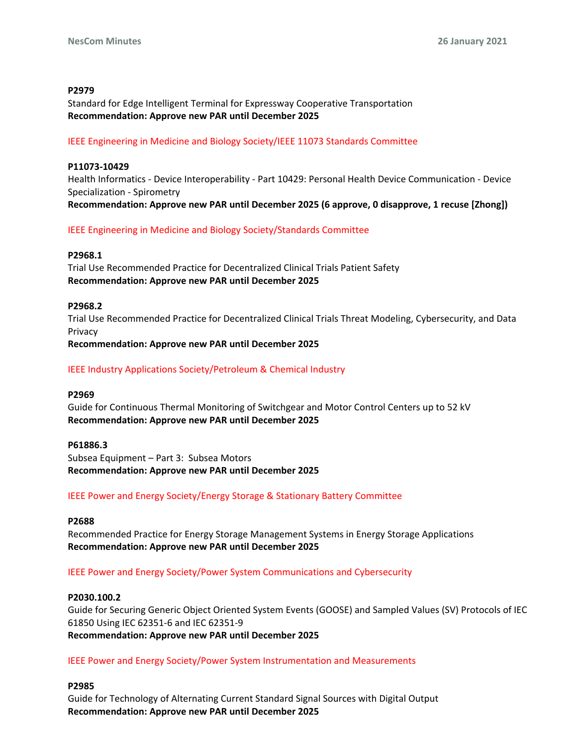**P2979**
Standard for Edge Intelligent Terminal for Expressway Cooperative Transportation
**Recommendation: Approve new PAR until December 2025**

IEEE Engineering in Medicine and Biology Society/IEEE 11073 Standards Committee

**P11073-10429**
Health Informatics - Device Interoperability - Part 10429: Personal Health Device Communication - Device Specialization - Spirometry
**Recommendation: Approve new PAR until December 2025 (6 approve, 0 disapprove, 1 recuse [Zhong])**

IEEE Engineering in Medicine and Biology Society/Standards Committee

**P2968.1**
Trial Use Recommended Practice for Decentralized Clinical Trials Patient Safety
**Recommendation: Approve new PAR until December 2025**

**P2968.2**
Trial Use Recommended Practice for Decentralized Clinical Trials Threat Modeling, Cybersecurity, and Data Privacy
**Recommendation: Approve new PAR until December 2025**

IEEE Industry Applications Society/Petroleum & Chemical Industry

**P2969**
Guide for Continuous Thermal Monitoring of Switchgear and Motor Control Centers up to 52 kV
**Recommendation: Approve new PAR until December 2025**

**P61886.3**
Subsea Equipment – Part 3: Subsea Motors
**Recommendation: Approve new PAR until December 2025**

IEEE Power and Energy Society/Energy Storage & Stationary Battery Committee

**P2688**
Recommended Practice for Energy Storage Management Systems in Energy Storage Applications
**Recommendation: Approve new PAR until December 2025**

IEEE Power and Energy Society/Power System Communications and Cybersecurity

**P2030.100.2**
Guide for Securing Generic Object Oriented System Events (GOOSE) and Sampled Values (SV) Protocols of IEC 61850 Using IEC 62351-6 and IEC 62351-9
**Recommendation: Approve new PAR until December 2025**

IEEE Power and Energy Society/Power System Instrumentation and Measurements

**P2985**
Guide for Technology of Alternating Current Standard Signal Sources with Digital Output
**Recommendation: Approve new PAR until December 2025**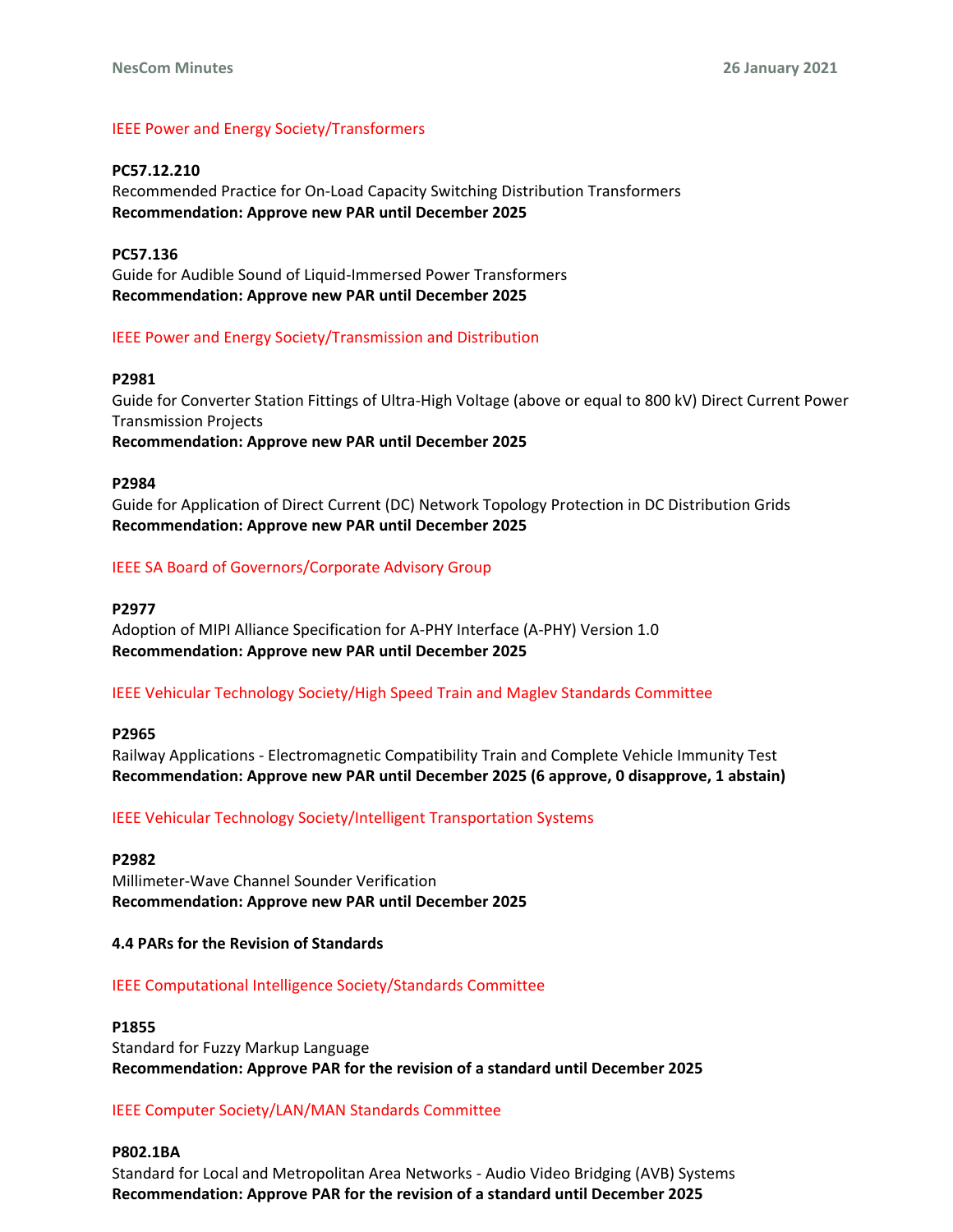IEEE Power and Energy Society/Transformers

**PC57.12.210**
Recommended Practice for On-Load Capacity Switching Distribution Transformers
**Recommendation: Approve new PAR until December 2025**

**PC57.136**
Guide for Audible Sound of Liquid-Immersed Power Transformers
**Recommendation: Approve new PAR until December 2025**

IEEE Power and Energy Society/Transmission and Distribution

**P2981**
Guide for Converter Station Fittings of Ultra-High Voltage (above or equal to 800 kV) Direct Current Power Transmission Projects
**Recommendation: Approve new PAR until December 2025**

**P2984**
Guide for Application of Direct Current (DC) Network Topology Protection in DC Distribution Grids
**Recommendation: Approve new PAR until December 2025**

IEEE SA Board of Governors/Corporate Advisory Group

**P2977**
Adoption of MIPI Alliance Specification for A-PHY Interface (A-PHY) Version 1.0
**Recommendation: Approve new PAR until December 2025**

IEEE Vehicular Technology Society/High Speed Train and Maglev Standards Committee

**P2965**
Railway Applications - Electromagnetic Compatibility Train and Complete Vehicle Immunity Test
**Recommendation: Approve new PAR until December 2025 (6 approve, 0 disapprove, 1 abstain)**

IEEE Vehicular Technology Society/Intelligent Transportation Systems

**P2982**
Millimeter-Wave Channel Sounder Verification
**Recommendation: Approve new PAR until December 2025**

**4.4 PARs for the Revision of Standards**

IEEE Computational Intelligence Society/Standards Committee

**P1855**
Standard for Fuzzy Markup Language
**Recommendation: Approve PAR for the revision of a standard until December 2025**

IEEE Computer Society/LAN/MAN Standards Committee

**P802.1BA**
Standard for Local and Metropolitan Area Networks - Audio Video Bridging (AVB) Systems
**Recommendation: Approve PAR for the revision of a standard until December 2025**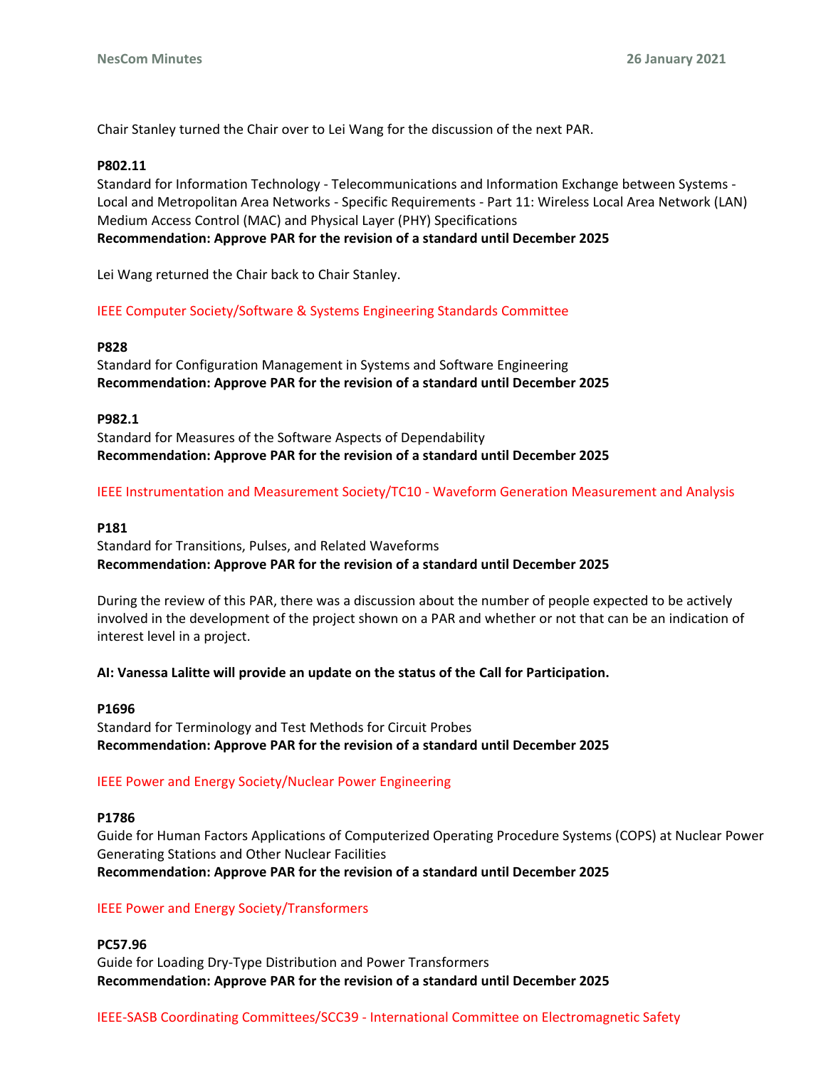Chair Stanley turned the Chair over to Lei Wang for the discussion of the next PAR.

**P802.11**
Standard for Information Technology - Telecommunications and Information Exchange between Systems - Local and Metropolitan Area Networks - Specific Requirements - Part 11: Wireless Local Area Network (LAN) Medium Access Control (MAC) and Physical Layer (PHY) Specifications
**Recommendation: Approve PAR for the revision of a standard until December 2025**

Lei Wang returned the Chair back to Chair Stanley.

IEEE Computer Society/Software & Systems Engineering Standards Committee

**P828**
Standard for Configuration Management in Systems and Software Engineering
**Recommendation: Approve PAR for the revision of a standard until December 2025**

**P982.1**
Standard for Measures of the Software Aspects of Dependability
**Recommendation: Approve PAR for the revision of a standard until December 2025**

IEEE Instrumentation and Measurement Society/TC10 - Waveform Generation Measurement and Analysis

**P181**
Standard for Transitions, Pulses, and Related Waveforms
**Recommendation: Approve PAR for the revision of a standard until December 2025**

During the review of this PAR, there was a discussion about the number of people expected to be actively involved in the development of the project shown on a PAR and whether or not that can be an indication of interest level in a project.

**AI: Vanessa Lalitte will provide an update on the status of the Call for Participation.**

**P1696**
Standard for Terminology and Test Methods for Circuit Probes
**Recommendation: Approve PAR for the revision of a standard until December 2025**

IEEE Power and Energy Society/Nuclear Power Engineering

**P1786**
Guide for Human Factors Applications of Computerized Operating Procedure Systems (COPS) at Nuclear Power Generating Stations and Other Nuclear Facilities
**Recommendation: Approve PAR for the revision of a standard until December 2025**

IEEE Power and Energy Society/Transformers

**PC57.96**
Guide for Loading Dry-Type Distribution and Power Transformers
**Recommendation: Approve PAR for the revision of a standard until December 2025**

IEEE-SASB Coordinating Committees/SCC39 - International Committee on Electromagnetic Safety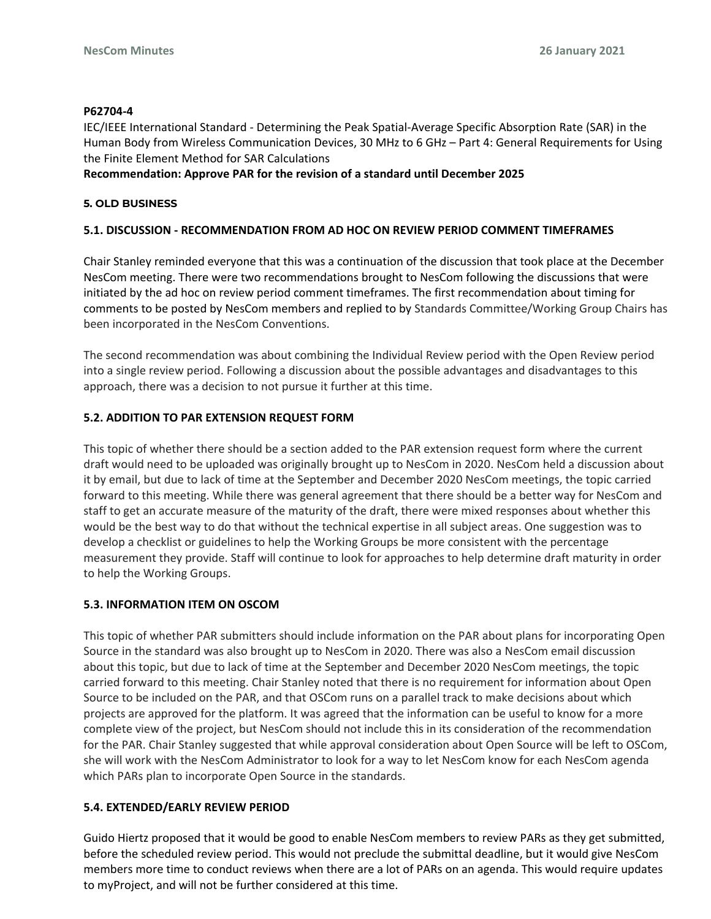**P62704-4**

IEC/IEEE International Standard - Determining the Peak Spatial-Average Specific Absorption Rate (SAR) in the Human Body from Wireless Communication Devices, 30 MHz to 6 GHz – Part 4: General Requirements for Using the Finite Element Method for SAR Calculations

**Recommendation: Approve PAR for the revision of a standard until December 2025**

## 5. OLD BUSINESS

### 5.1. DISCUSSION - RECOMMENDATION FROM AD HOC ON REVIEW PERIOD COMMENT TIMEFRAMES

Chair Stanley reminded everyone that this was a continuation of the discussion that took place at the December NesCom meeting. There were two recommendations brought to NesCom following the discussions that were initiated by the ad hoc on review period comment timeframes. The first recommendation about timing for comments to be posted by NesCom members and replied to by Standards Committee/Working Group Chairs has been incorporated in the NesCom Conventions.

The second recommendation was about combining the Individual Review period with the Open Review period into a single review period. Following a discussion about the possible advantages and disadvantages to this approach, there was a decision to not pursue it further at this time.

### 5.2. ADDITION TO PAR EXTENSION REQUEST FORM

This topic of whether there should be a section added to the PAR extension request form where the current draft would need to be uploaded was originally brought up to NesCom in 2020. NesCom held a discussion about it by email, but due to lack of time at the September and December 2020 NesCom meetings, the topic carried forward to this meeting. While there was general agreement that there should be a better way for NesCom and staff to get an accurate measure of the maturity of the draft, there were mixed responses about whether this would be the best way to do that without the technical expertise in all subject areas. One suggestion was to develop a checklist or guidelines to help the Working Groups be more consistent with the percentage measurement they provide. Staff will continue to look for approaches to help determine draft maturity in order to help the Working Groups.

### 5.3. INFORMATION ITEM ON OSCOM

This topic of whether PAR submitters should include information on the PAR about plans for incorporating Open Source in the standard was also brought up to NesCom in 2020. There was also a NesCom email discussion about this topic, but due to lack of time at the September and December 2020 NesCom meetings, the topic carried forward to this meeting. Chair Stanley noted that there is no requirement for information about Open Source to be included on the PAR, and that OSCom runs on a parallel track to make decisions about which projects are approved for the platform. It was agreed that the information can be useful to know for a more complete view of the project, but NesCom should not include this in its consideration of the recommendation for the PAR. Chair Stanley suggested that while approval consideration about Open Source will be left to OSCom, she will work with the NesCom Administrator to look for a way to let NesCom know for each NesCom agenda which PARs plan to incorporate Open Source in the standards.

### 5.4. EXTENDED/EARLY REVIEW PERIOD

Guido Hiertz proposed that it would be good to enable NesCom members to review PARs as they get submitted, before the scheduled review period. This would not preclude the submittal deadline, but it would give NesCom members more time to conduct reviews when there are a lot of PARs on an agenda. This would require updates to myProject, and will not be further considered at this time.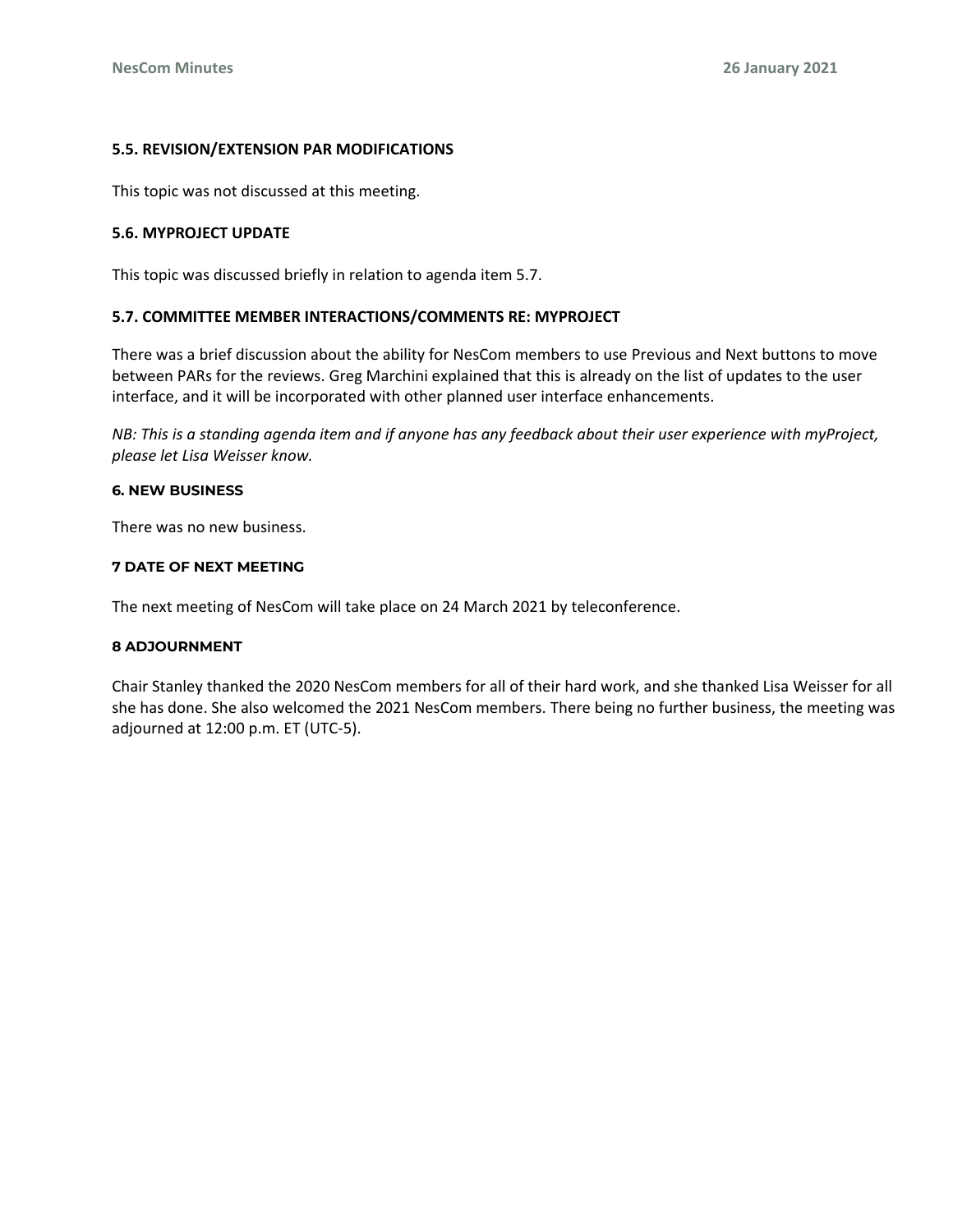### 5.5. REVISION/EXTENSION PAR MODIFICATIONS

This topic was not discussed at this meeting.

### 5.6. MYPROJECT UPDATE

This topic was discussed briefly in relation to agenda item 5.7.

### 5.7. COMMITTEE MEMBER INTERACTIONS/COMMENTS RE: MYPROJECT

There was a brief discussion about the ability for NesCom members to use Previous and Next buttons to move between PARs for the reviews. Greg Marchini explained that this is already on the list of updates to the user interface, and it will be incorporated with other planned user interface enhancements.

*NB: This is a standing agenda item and if anyone has any feedback about their user experience with myProject, please let Lisa Weisser know.*

## 6. NEW BUSINESS

There was no new business.

## 7 DATE OF NEXT MEETING

The next meeting of NesCom will take place on 24 March 2021 by teleconference.

## 8 ADJOURNMENT

Chair Stanley thanked the 2020 NesCom members for all of their hard work, and she thanked Lisa Weisser for all she has done. She also welcomed the 2021 NesCom members. There being no further business, the meeting was adjourned at 12:00 p.m. ET (UTC-5).